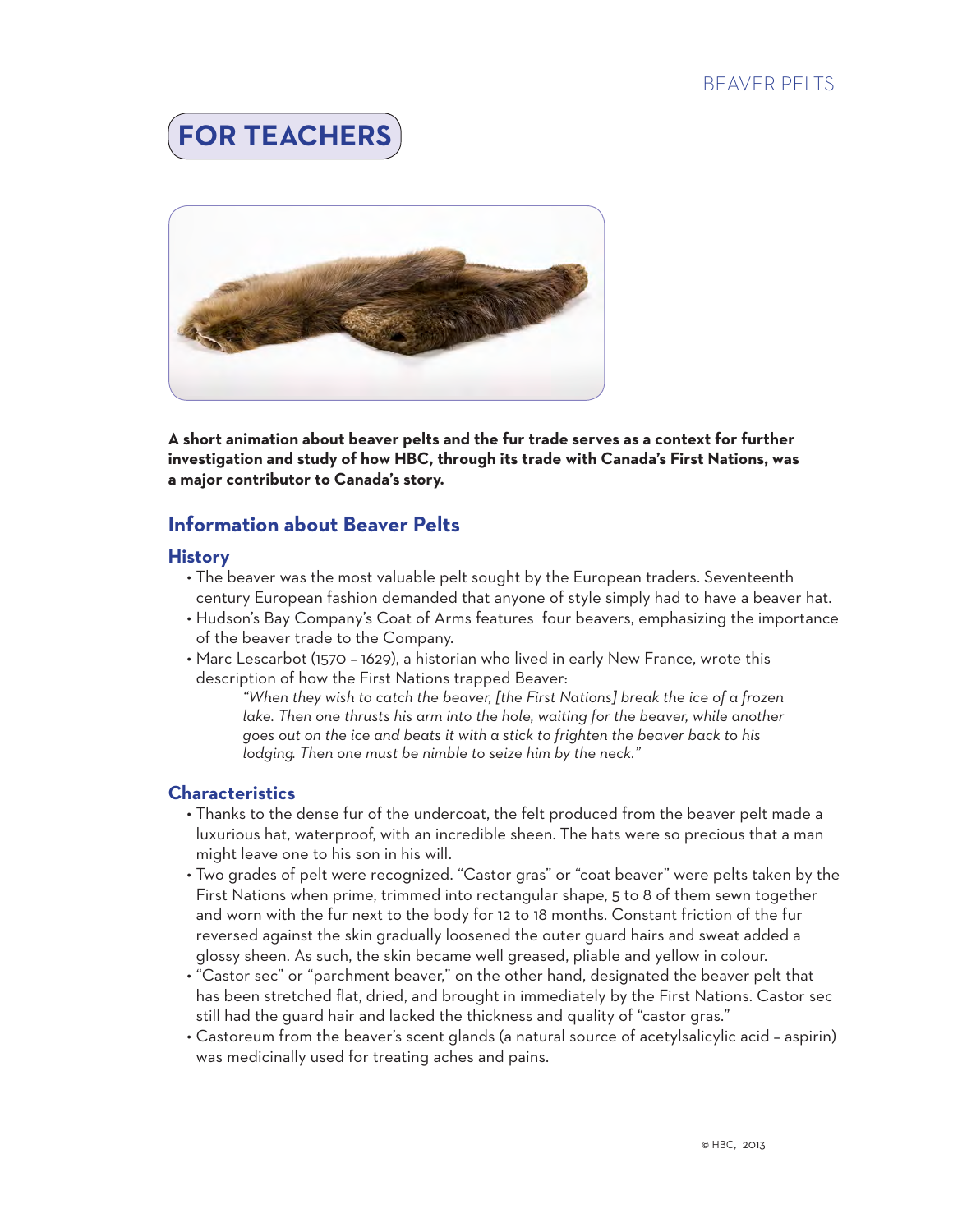# FOR TEACHERS

**A short animation about beaver pelts and the fur trade serves as a context for further investigation and study of how HBC, through its trade with Canada's First Nations, was a major contributor to Canada's story.**

## Information about Beaver Pelts

### History

- The beaver was the most valuable pelt sought by the European traders. Seventeenth century European fashion demanded that anyone of style simply had to have a beaver hat.
- Hudson's Bay Company's Coat of Arms features four beavers, emphasizing the importance of the beaver trade to the Company.
- Marc Lescarbot (1570 – 1629), a historian who lived in early New France, wrote this description of how the First Nations trapped Beaver:

  > *"When they wish to catch the beaver, [the First Nations] break the ice of a frozen lake. Then one thrusts his arm into the hole, waiting for the beaver, while another goes out on the ice and beats it with a stick to frighten the beaver back to his lodging. Then one must be nimble to seize him by the neck."*

### Characteristics

- Thanks to the dense fur of the undercoat, the felt produced from the beaver pelt made a luxurious hat, waterproof, with an incredible sheen. The hats were so precious that a man might leave one to his son in his will.
- Two grades of pelt were recognized. "Castor gras" or "coat beaver" were pelts taken by the First Nations when prime, trimmed into rectangular shape, 5 to 8 of them sewn together and worn with the fur next to the body for 12 to 18 months. Constant friction of the fur reversed against the skin gradually loosened the outer guard hairs and sweat added a glossy sheen. As such, the skin became well greased, pliable and yellow in colour.
- "Castor sec" or "parchment beaver," on the other hand, designated the beaver pelt that has been stretched flat, dried, and brought in immediately by the First Nations. Castor sec still had the guard hair and lacked the thickness and quality of "castor gras."
- Castoreum from the beaver's scent glands (a natural source of acetylsalicylic acid – aspirin) was medicinally used for treating aches and pains.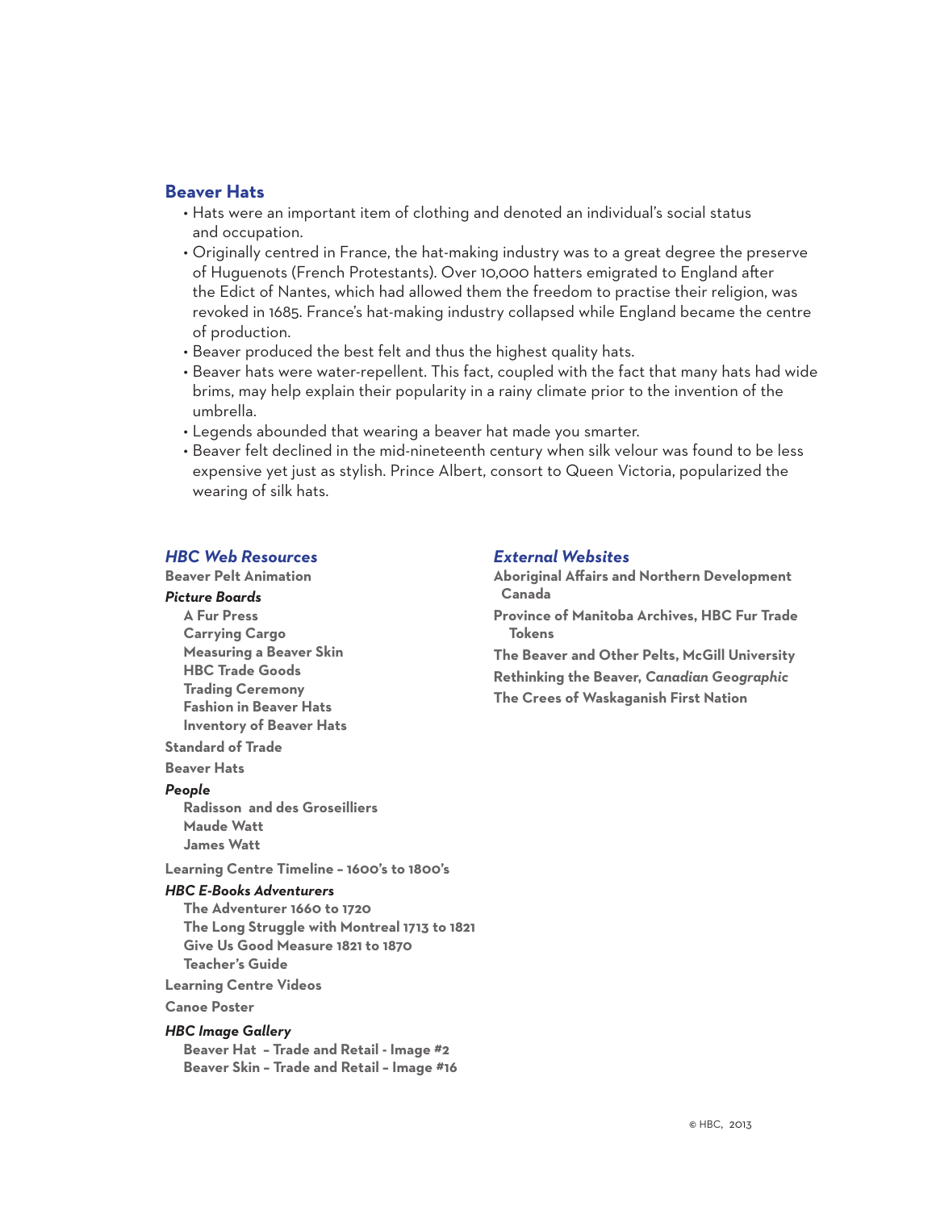## Beaver Hats

- Hats were an important item of clothing and denoted an individual's social status and occupation.
- Originally centred in France, the hat-making industry was to a great degree the preserve of Huguenots (French Protestants). Over 10,000 hatters emigrated to England after the Edict of Nantes, which had allowed them the freedom to practise their religion, was revoked in 1685. France's hat-making industry collapsed while England became the centre of production.
- Beaver produced the best felt and thus the highest quality hats.
- Beaver hats were water-repellent. This fact, coupled with the fact that many hats had wide brims, may help explain their popularity in a rainy climate prior to the invention of the umbrella.
- Legends abounded that wearing a beaver hat made you smarter.
- Beaver felt declined in the mid-nineteenth century when silk velour was found to be less expensive yet just as stylish. Prince Albert, consort to Queen Victoria, popularized the wearing of silk hats.

### *HBC Web Resources*

**Beaver Pelt Animation**

***Picture Boards***

- **A Fur Press**
- **Carrying Cargo**
- **Measuring a Beaver Skin**
- **HBC Trade Goods**
- **Trading Ceremony**
- **Fashion in Beaver Hats**
- **Inventory of Beaver Hats**

**Standard of Trade**

**Beaver Hats**

***People***

- **Radisson and des Groseilliers**
- **Maude Watt**
- **James Watt**

**Learning Centre Timeline – 1600's to 1800's**

***HBC E-Books Adventurers***

- **The Adventurer 1660 to 1720**
- **The Long Struggle with Montreal 1713 to 1821**
- **Give Us Good Measure 1821 to 1870**
- **Teacher's Guide**

**Learning Centre Videos**

**Canoe Poster**

***HBC Image Gallery***

- **Beaver Hat – Trade and Retail - Image #2**
- **Beaver Skin – Trade and Retail – Image #16**

### *External Websites*

**Aboriginal Affairs and Northern Development Canada**

**Province of Manitoba Archives, HBC Fur Trade Tokens**

**The Beaver and Other Pelts, McGill University**

**Rethinking the Beaver, *Canadian Geographic***

**The Crees of Waskaganish First Nation**

© HBC, 2013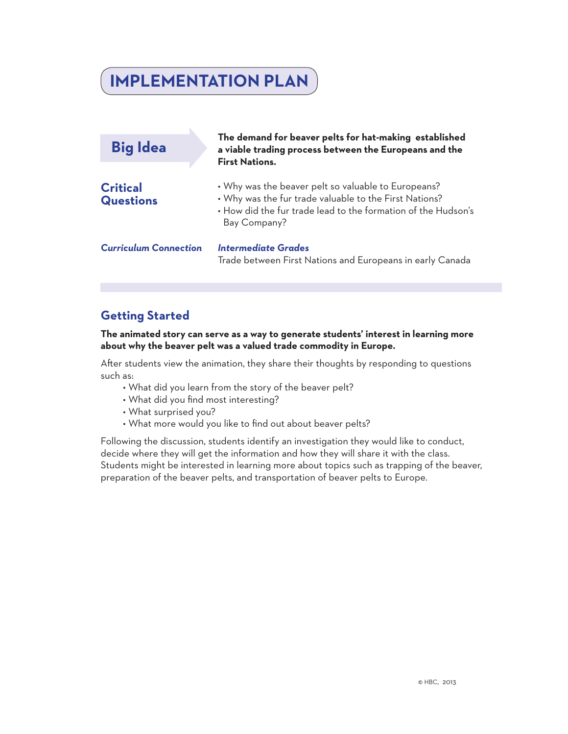# IMPLEMENTATION PLAN

## Big Idea

**The demand for beaver pelts for hat-making established a viable trading process between the Europeans and the First Nations.**

## Critical Questions

- Why was the beaver pelt so valuable to Europeans?
- Why was the fur trade valuable to the First Nations?
- How did the fur trade lead to the formation of the Hudson's Bay Company?

***Curriculum Connection***

***Intermediate Grades***

Trade between First Nations and Europeans in early Canada

## Getting Started

**The animated story can serve as a way to generate students' interest in learning more about why the beaver pelt was a valued trade commodity in Europe.**

After students view the animation, they share their thoughts by responding to questions such as:

- What did you learn from the story of the beaver pelt?
- What did you find most interesting?
- What surprised you?
- What more would you like to find out about beaver pelts?

Following the discussion, students identify an investigation they would like to conduct, decide where they will get the information and how they will share it with the class. Students might be interested in learning more about topics such as trapping of the beaver, preparation of the beaver pelts, and transportation of beaver pelts to Europe.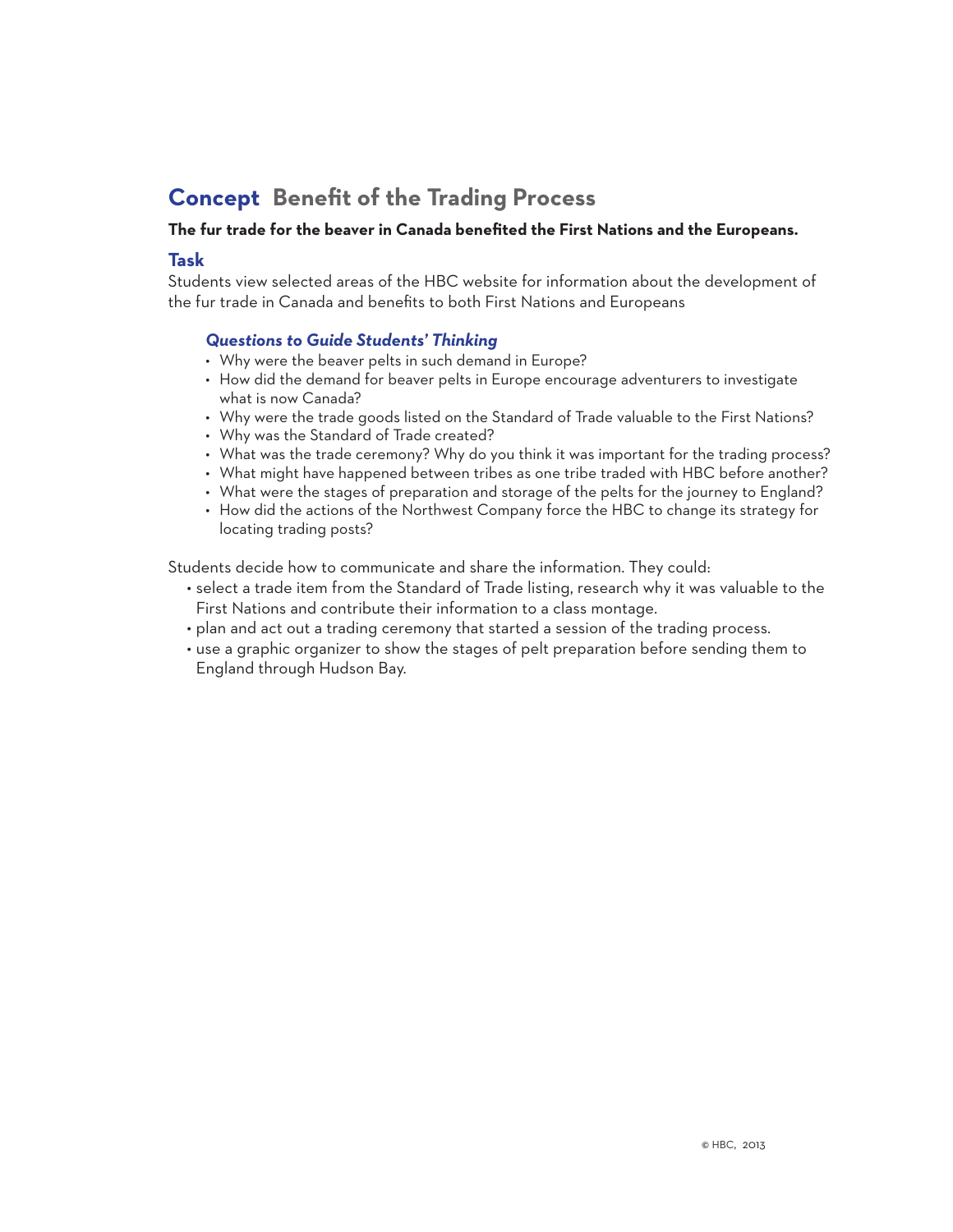## Concept Benefit of the Trading Process

**The fur trade for the beaver in Canada benefited the First Nations and the Europeans.**

### Task

Students view selected areas of the HBC website for information about the development of the fur trade in Canada and benefits to both First Nations and Europeans

#### *Questions to Guide Students' Thinking*

- Why were the beaver pelts in such demand in Europe?
- How did the demand for beaver pelts in Europe encourage adventurers to investigate what is now Canada?
- Why were the trade goods listed on the Standard of Trade valuable to the First Nations?
- Why was the Standard of Trade created?
- What was the trade ceremony? Why do you think it was important for the trading process?
- What might have happened between tribes as one tribe traded with HBC before another?
- What were the stages of preparation and storage of the pelts for the journey to England?
- How did the actions of the Northwest Company force the HBC to change its strategy for locating trading posts?

Students decide how to communicate and share the information. They could:

- select a trade item from the Standard of Trade listing, research why it was valuable to the First Nations and contribute their information to a class montage.
- plan and act out a trading ceremony that started a session of the trading process.
- use a graphic organizer to show the stages of pelt preparation before sending them to England through Hudson Bay.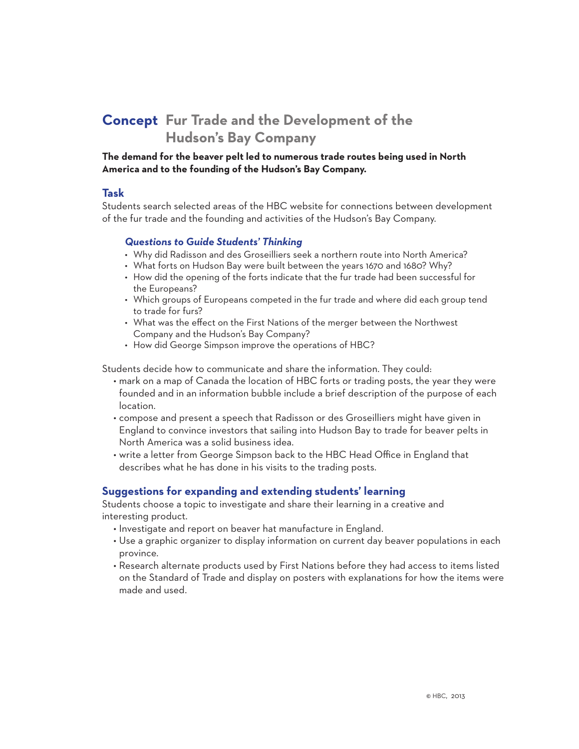# Concept Fur Trade and the Development of the Hudson's Bay Company

**The demand for the beaver pelt led to numerous trade routes being used in North America and to the founding of the Hudson's Bay Company.**

## Task

Students search selected areas of the HBC website for connections between development of the fur trade and the founding and activities of the Hudson's Bay Company.

### *Questions to Guide Students' Thinking*

- Why did Radisson and des Groseilliers seek a northern route into North America?
- What forts on Hudson Bay were built between the years 1670 and 1680? Why?
- How did the opening of the forts indicate that the fur trade had been successful for the Europeans?
- Which groups of Europeans competed in the fur trade and where did each group tend to trade for furs?
- What was the effect on the First Nations of the merger between the Northwest Company and the Hudson's Bay Company?
- How did George Simpson improve the operations of HBC?

Students decide how to communicate and share the information. They could:

- mark on a map of Canada the location of HBC forts or trading posts, the year they were founded and in an information bubble include a brief description of the purpose of each location.
- compose and present a speech that Radisson or des Groseilliers might have given in England to convince investors that sailing into Hudson Bay to trade for beaver pelts in North America was a solid business idea.
- write a letter from George Simpson back to the HBC Head Office in England that describes what he has done in his visits to the trading posts.

## Suggestions for expanding and extending students' learning

Students choose a topic to investigate and share their learning in a creative and interesting product.

- Investigate and report on beaver hat manufacture in England.
- Use a graphic organizer to display information on current day beaver populations in each province.
- Research alternate products used by First Nations before they had access to items listed on the Standard of Trade and display on posters with explanations for how the items were made and used.

© HBC, 2013